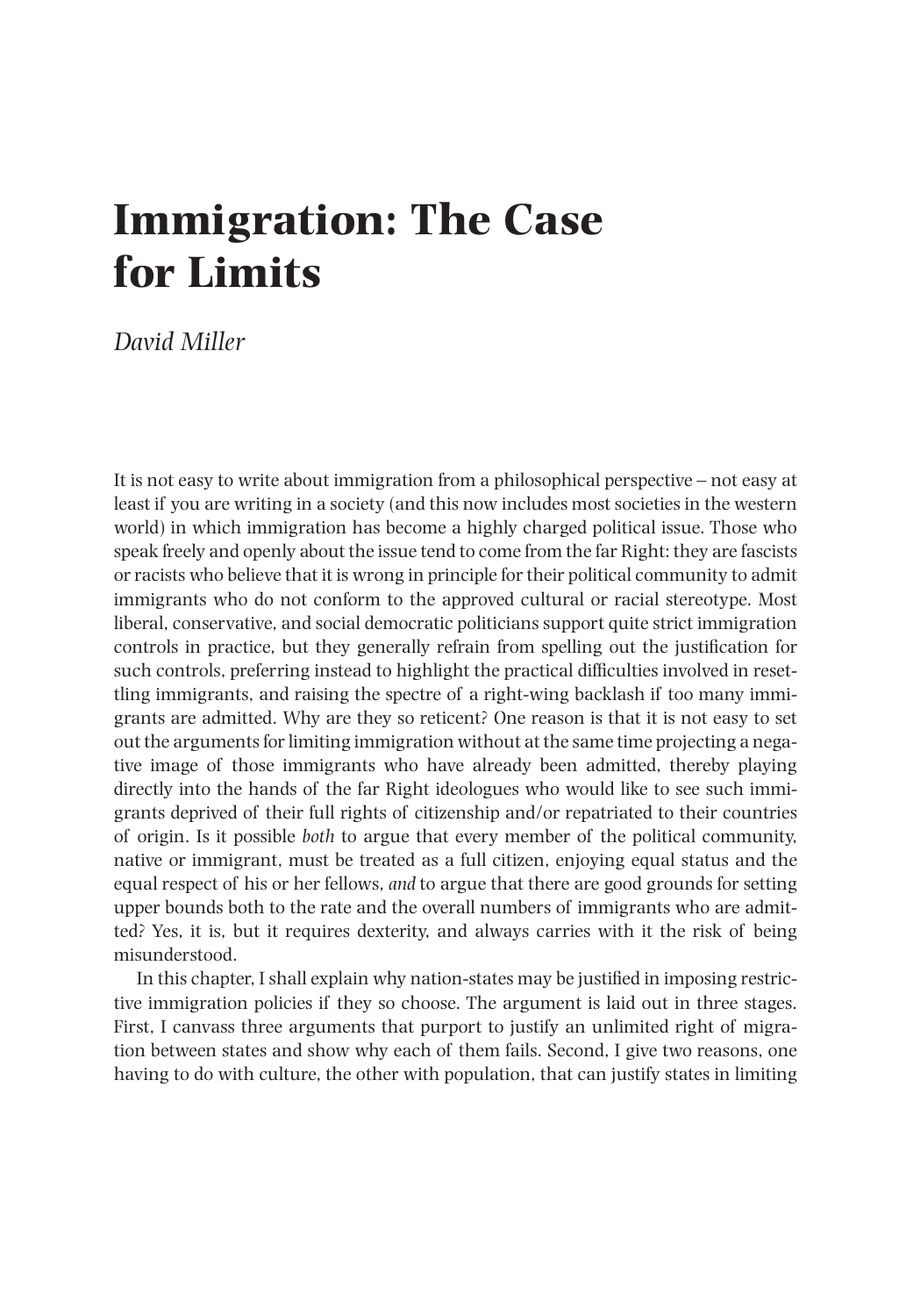# Immigration: The Case for Limits

*David Miller*

It is not easy to write about immigration from a philosophical perspective – not easy at least if you are writing in a society (and this now includes most societies in the western world) in which immigration has become a highly charged political issue. Those who speak freely and openly about the issue tend to come from the far Right: they are fascists or racists who believe that it is wrong in principle for their political community to admit immigrants who do not conform to the approved cultural or racial stereotype. Most liberal, conservative, and social democratic politicians support quite strict immigration controls in practice, but they generally refrain from spelling out the justification for such controls, preferring instead to highlight the practical difficulties involved in resettling immigrants, and raising the spectre of a right-wing backlash if too many immigrants are admitted. Why are they so reticent? One reason is that it is not easy to set out the arguments for limiting immigration without at the same time projecting a negative image of those immigrants who have already been admitted, thereby playing directly into the hands of the far Right ideologues who would like to see such immigrants deprived of their full rights of citizenship and/or repatriated to their countries of origin. Is it possible *both* to argue that every member of the political community, native or immigrant, must be treated as a full citizen, enjoying equal status and the equal respect of his or her fellows, *and* to argue that there are good grounds for setting upper bounds both to the rate and the overall numbers of immigrants who are admitted? Yes, it is, but it requires dexterity, and always carries with it the risk of being misunderstood.

In this chapter, I shall explain why nation-states may be justified in imposing restrictive immigration policies if they so choose. The argument is laid out in three stages. First, I canvass three arguments that purport to justify an unlimited right of migration between states and show why each of them fails. Second, I give two reasons, one having to do with culture, the other with population, that can justify states in limiting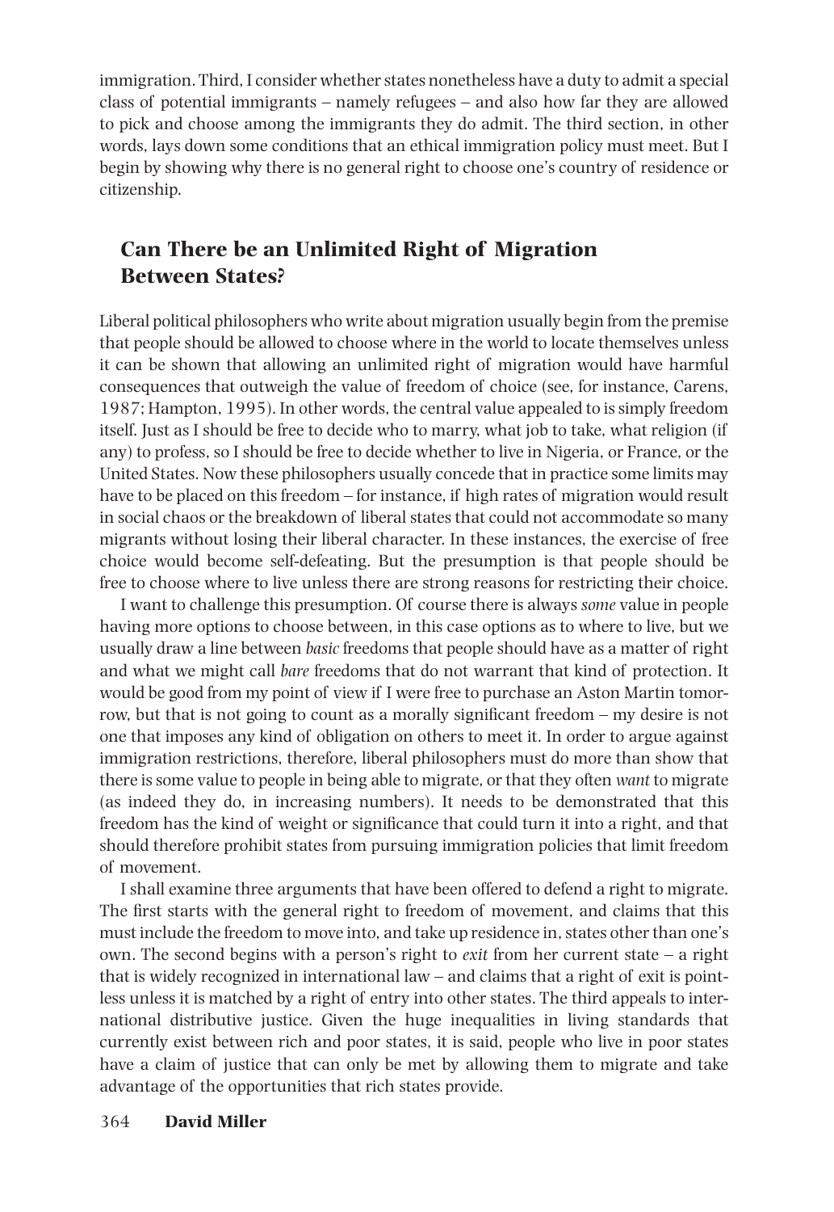immigration. Third, I consider whether states nonetheless have a duty to admit a special class of potential immigrants – namely refugees – and also how far they are allowed to pick and choose among the immigrants they do admit. The third section, in other words, lays down some conditions that an ethical immigration policy must meet. But I begin by showing why there is no general right to choose one's country of residence or citizenship.

## Can There be an Unlimited Right of Migration Between States?

Liberal political philosophers who write about migration usually begin from the premise that people should be allowed to choose where in the world to locate themselves unless it can be shown that allowing an unlimited right of migration would have harmful consequences that outweigh the value of freedom of choice (see, for instance, Carens, 1987; Hampton, 1995). In other words, the central value appealed to is simply freedom itself. Just as I should be free to decide who to marry, what job to take, what religion (if any) to profess, so I should be free to decide whether to live in Nigeria, or France, or the United States. Now these philosophers usually concede that in practice some limits may have to be placed on this freedom – for instance, if high rates of migration would result in social chaos or the breakdown of liberal states that could not accommodate so many migrants without losing their liberal character. In these instances, the exercise of free choice would become self-defeating. But the presumption is that people should be free to choose where to live unless there are strong reasons for restricting their choice.

I want to challenge this presumption. Of course there is always *some* value in people having more options to choose between, in this case options as to where to live, but we usually draw a line between *basic* freedoms that people should have as a matter of right and what we might call *bare* freedoms that do not warrant that kind of protection. It would be good from my point of view if I were free to purchase an Aston Martin tomorrow, but that is not going to count as a morally significant freedom – my desire is not one that imposes any kind of obligation on others to meet it. In order to argue against immigration restrictions, therefore, liberal philosophers must do more than show that there is some value to people in being able to migrate, or that they often *want* to migrate (as indeed they do, in increasing numbers). It needs to be demonstrated that this freedom has the kind of weight or significance that could turn it into a right, and that should therefore prohibit states from pursuing immigration policies that limit freedom of movement.

I shall examine three arguments that have been offered to defend a right to migrate. The first starts with the general right to freedom of movement, and claims that this must include the freedom to move into, and take up residence in, states other than one's own. The second begins with a person's right to *exit* from her current state – a right that is widely recognized in international law – and claims that a right of exit is pointless unless it is matched by a right of entry into other states. The third appeals to international distributive justice. Given the huge inequalities in living standards that currently exist between rich and poor states, it is said, people who live in poor states have a claim of justice that can only be met by allowing them to migrate and take advantage of the opportunities that rich states provide.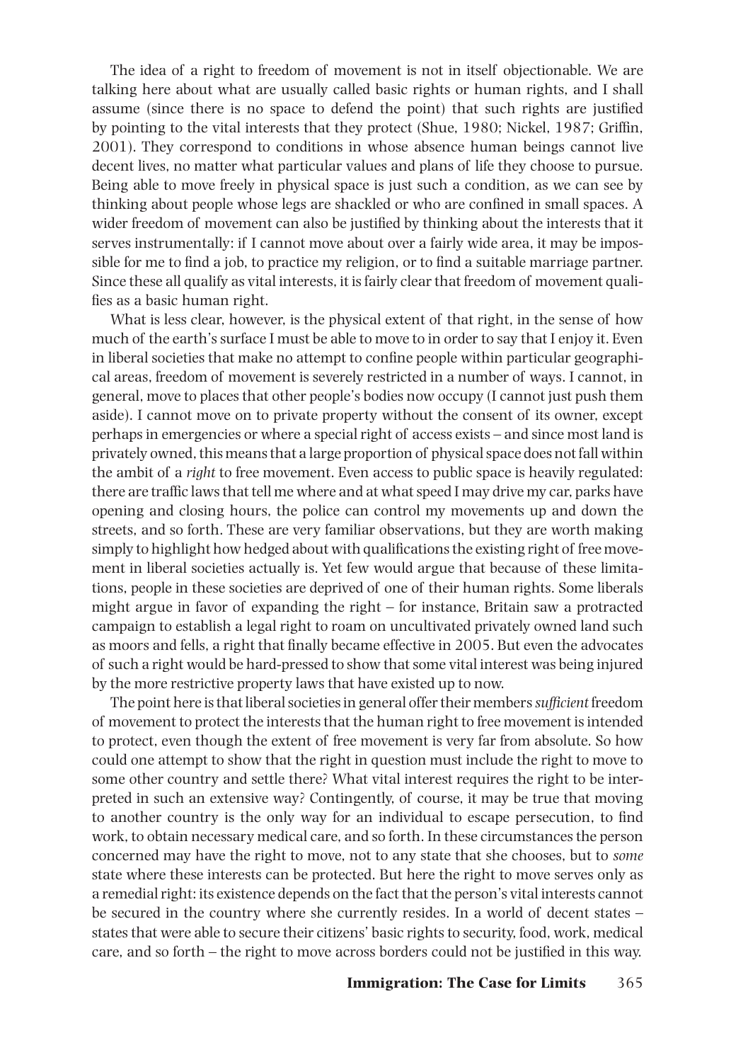The idea of a right to freedom of movement is not in itself objectionable. We are talking here about what are usually called basic rights or human rights, and I shall assume (since there is no space to defend the point) that such rights are justified by pointing to the vital interests that they protect (Shue, 1980; Nickel, 1987; Griffin, 2001). They correspond to conditions in whose absence human beings cannot live decent lives, no matter what particular values and plans of life they choose to pursue. Being able to move freely in physical space is just such a condition, as we can see by thinking about people whose legs are shackled or who are confined in small spaces. A wider freedom of movement can also be justified by thinking about the interests that it serves instrumentally: if I cannot move about over a fairly wide area, it may be impossible for me to find a job, to practice my religion, or to find a suitable marriage partner. Since these all qualify as vital interests, it is fairly clear that freedom of movement qualifies as a basic human right.

What is less clear, however, is the physical extent of that right, in the sense of how much of the earth's surface I must be able to move to in order to say that I enjoy it. Even in liberal societies that make no attempt to confine people within particular geographical areas, freedom of movement is severely restricted in a number of ways. I cannot, in general, move to places that other people's bodies now occupy (I cannot just push them aside). I cannot move on to private property without the consent of its owner, except perhaps in emergencies or where a special right of access exists – and since most land is privately owned, this means that a large proportion of physical space does not fall within the ambit of a *right* to free movement. Even access to public space is heavily regulated: there are traffic laws that tell me where and at what speed I may drive my car, parks have opening and closing hours, the police can control my movements up and down the streets, and so forth. These are very familiar observations, but they are worth making simply to highlight how hedged about with qualifications the existing right of free movement in liberal societies actually is. Yet few would argue that because of these limitations, people in these societies are deprived of one of their human rights. Some liberals might argue in favor of expanding the right – for instance, Britain saw a protracted campaign to establish a legal right to roam on uncultivated privately owned land such as moors and fells, a right that finally became effective in 2005. But even the advocates of such a right would be hard-pressed to show that some vital interest was being injured by the more restrictive property laws that have existed up to now.

The point here is that liberal societies in general offer their members *sufficient* freedom of movement to protect the interests that the human right to free movement is intended to protect, even though the extent of free movement is very far from absolute. So how could one attempt to show that the right in question must include the right to move to some other country and settle there? What vital interest requires the right to be interpreted in such an extensive way? Contingently, of course, it may be true that moving to another country is the only way for an individual to escape persecution, to find work, to obtain necessary medical care, and so forth. In these circumstances the person concerned may have the right to move, not to any state that she chooses, but to *some* state where these interests can be protected. But here the right to move serves only as a remedial right: its existence depends on the fact that the person's vital interests cannot be secured in the country where she currently resides. In a world of decent states – states that were able to secure their citizens' basic rights to security, food, work, medical care, and so forth – the right to move across borders could not be justified in this way.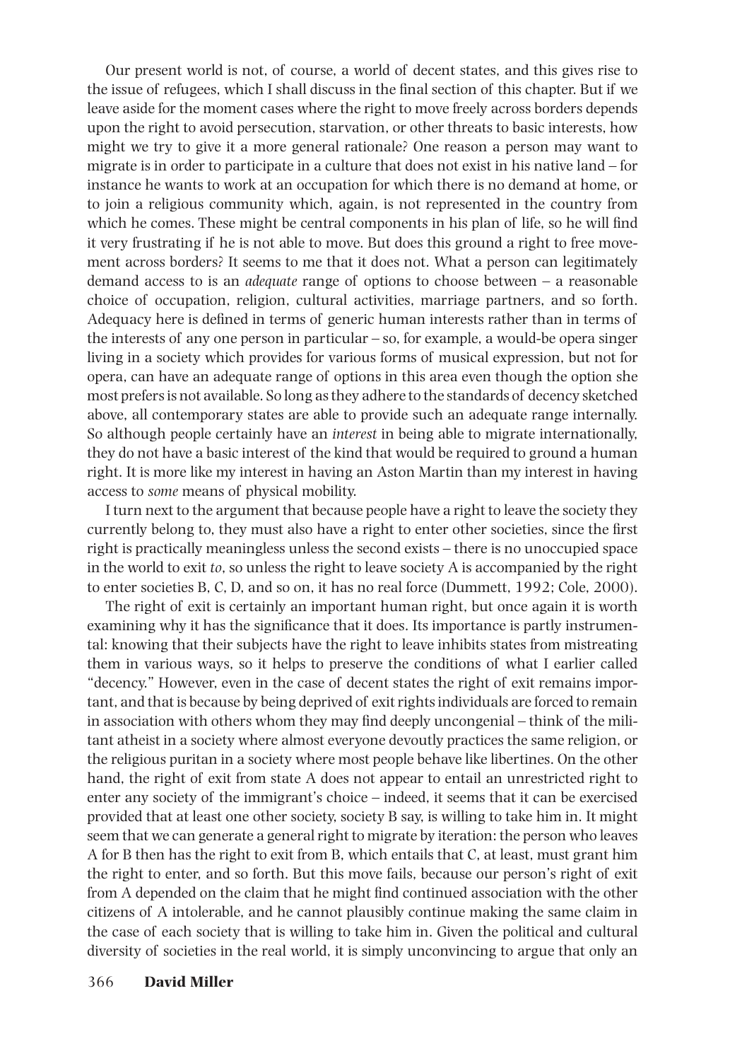Our present world is not, of course, a world of decent states, and this gives rise to the issue of refugees, which I shall discuss in the final section of this chapter. But if we leave aside for the moment cases where the right to move freely across borders depends upon the right to avoid persecution, starvation, or other threats to basic interests, how might we try to give it a more general rationale? One reason a person may want to migrate is in order to participate in a culture that does not exist in his native land – for instance he wants to work at an occupation for which there is no demand at home, or to join a religious community which, again, is not represented in the country from which he comes. These might be central components in his plan of life, so he will find it very frustrating if he is not able to move. But does this ground a right to free movement across borders? It seems to me that it does not. What a person can legitimately demand access to is an *adequate* range of options to choose between – a reasonable choice of occupation, religion, cultural activities, marriage partners, and so forth. Adequacy here is defined in terms of generic human interests rather than in terms of the interests of any one person in particular – so, for example, a would-be opera singer living in a society which provides for various forms of musical expression, but not for opera, can have an adequate range of options in this area even though the option she most prefers is not available. So long as they adhere to the standards of decency sketched above, all contemporary states are able to provide such an adequate range internally. So although people certainly have an *interest* in being able to migrate internationally, they do not have a basic interest of the kind that would be required to ground a human right. It is more like my interest in having an Aston Martin than my interest in having access to *some* means of physical mobility.

I turn next to the argument that because people have a right to leave the society they currently belong to, they must also have a right to enter other societies, since the first right is practically meaningless unless the second exists – there is no unoccupied space in the world to exit *to*, so unless the right to leave society A is accompanied by the right to enter societies B, C, D, and so on, it has no real force (Dummett, 1992; Cole, 2000).

The right of exit is certainly an important human right, but once again it is worth examining why it has the significance that it does. Its importance is partly instrumental: knowing that their subjects have the right to leave inhibits states from mistreating them in various ways, so it helps to preserve the conditions of what I earlier called "decency." However, even in the case of decent states the right of exit remains important, and that is because by being deprived of exit rights individuals are forced to remain in association with others whom they may find deeply uncongenial – think of the militant atheist in a society where almost everyone devoutly practices the same religion, or the religious puritan in a society where most people behave like libertines. On the other hand, the right of exit from state A does not appear to entail an unrestricted right to enter any society of the immigrant's choice – indeed, it seems that it can be exercised provided that at least one other society, society B say, is willing to take him in. It might seem that we can generate a general right to migrate by iteration: the person who leaves A for B then has the right to exit from B, which entails that C, at least, must grant him the right to enter, and so forth. But this move fails, because our person's right of exit from A depended on the claim that he might find continued association with the other citizens of A intolerable, and he cannot plausibly continue making the same claim in the case of each society that is willing to take him in. Given the political and cultural diversity of societies in the real world, it is simply unconvincing to argue that only an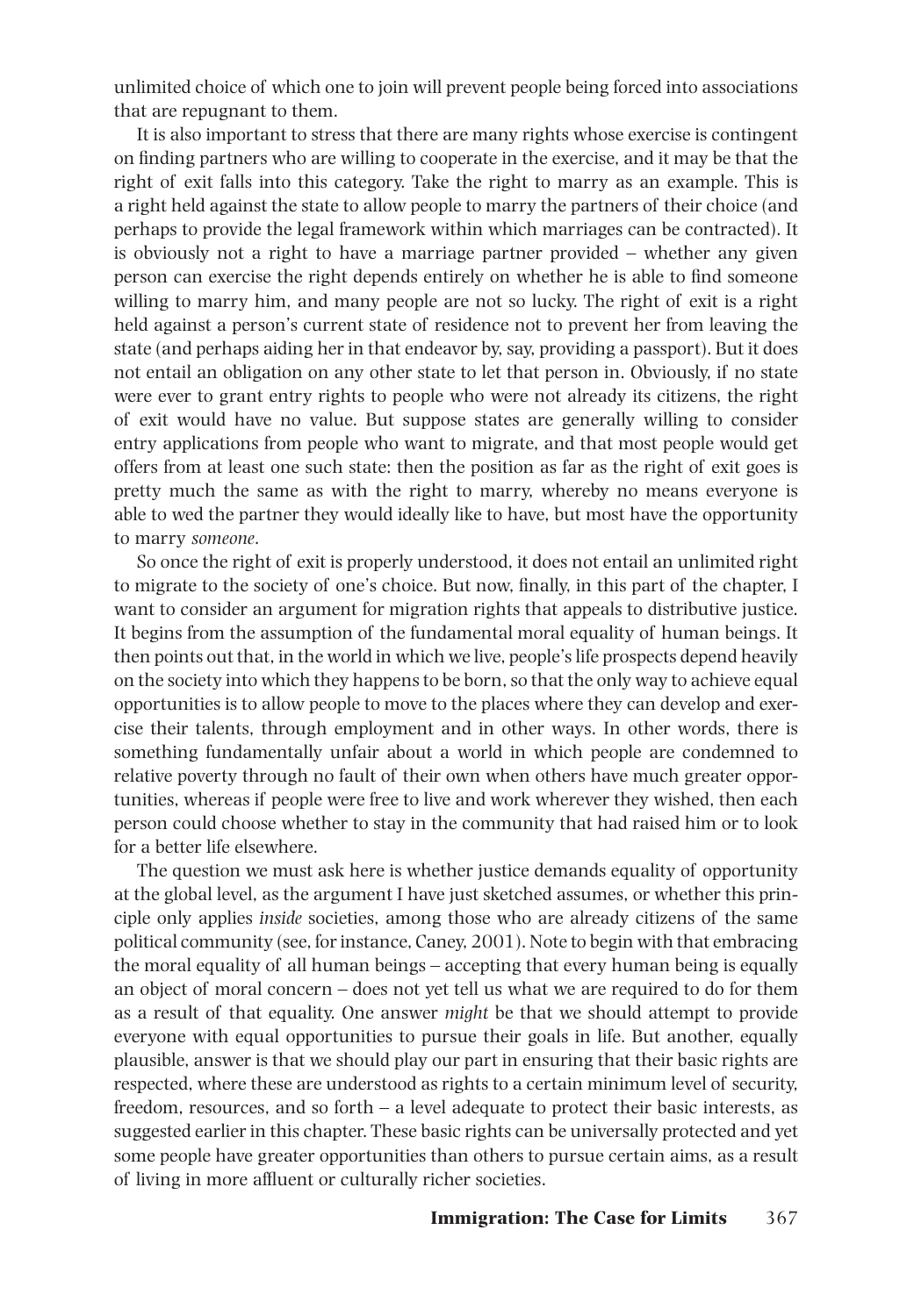unlimited choice of which one to join will prevent people being forced into associations that are repugnant to them.

It is also important to stress that there are many rights whose exercise is contingent on finding partners who are willing to cooperate in the exercise, and it may be that the right of exit falls into this category. Take the right to marry as an example. This is a right held against the state to allow people to marry the partners of their choice (and perhaps to provide the legal framework within which marriages can be contracted). It is obviously not a right to have a marriage partner provided – whether any given person can exercise the right depends entirely on whether he is able to find someone willing to marry him, and many people are not so lucky. The right of exit is a right held against a person's current state of residence not to prevent her from leaving the state (and perhaps aiding her in that endeavor by, say, providing a passport). But it does not entail an obligation on any other state to let that person in. Obviously, if no state were ever to grant entry rights to people who were not already its citizens, the right of exit would have no value. But suppose states are generally willing to consider entry applications from people who want to migrate, and that most people would get offers from at least one such state: then the position as far as the right of exit goes is pretty much the same as with the right to marry, whereby no means everyone is able to wed the partner they would ideally like to have, but most have the opportunity to marry *someone*.

So once the right of exit is properly understood, it does not entail an unlimited right to migrate to the society of one's choice. But now, finally, in this part of the chapter, I want to consider an argument for migration rights that appeals to distributive justice. It begins from the assumption of the fundamental moral equality of human beings. It then points out that, in the world in which we live, people's life prospects depend heavily on the society into which they happens to be born, so that the only way to achieve equal opportunities is to allow people to move to the places where they can develop and exercise their talents, through employment and in other ways. In other words, there is something fundamentally unfair about a world in which people are condemned to relative poverty through no fault of their own when others have much greater opportunities, whereas if people were free to live and work wherever they wished, then each person could choose whether to stay in the community that had raised him or to look for a better life elsewhere.

The question we must ask here is whether justice demands equality of opportunity at the global level, as the argument I have just sketched assumes, or whether this principle only applies *inside* societies, among those who are already citizens of the same political community (see, for instance, Caney, 2001). Note to begin with that embracing the moral equality of all human beings – accepting that every human being is equally an object of moral concern – does not yet tell us what we are required to do for them as a result of that equality. One answer *might* be that we should attempt to provide everyone with equal opportunities to pursue their goals in life. But another, equally plausible, answer is that we should play our part in ensuring that their basic rights are respected, where these are understood as rights to a certain minimum level of security, freedom, resources, and so forth – a level adequate to protect their basic interests, as suggested earlier in this chapter. These basic rights can be universally protected and yet some people have greater opportunities than others to pursue certain aims, as a result of living in more affluent or culturally richer societies.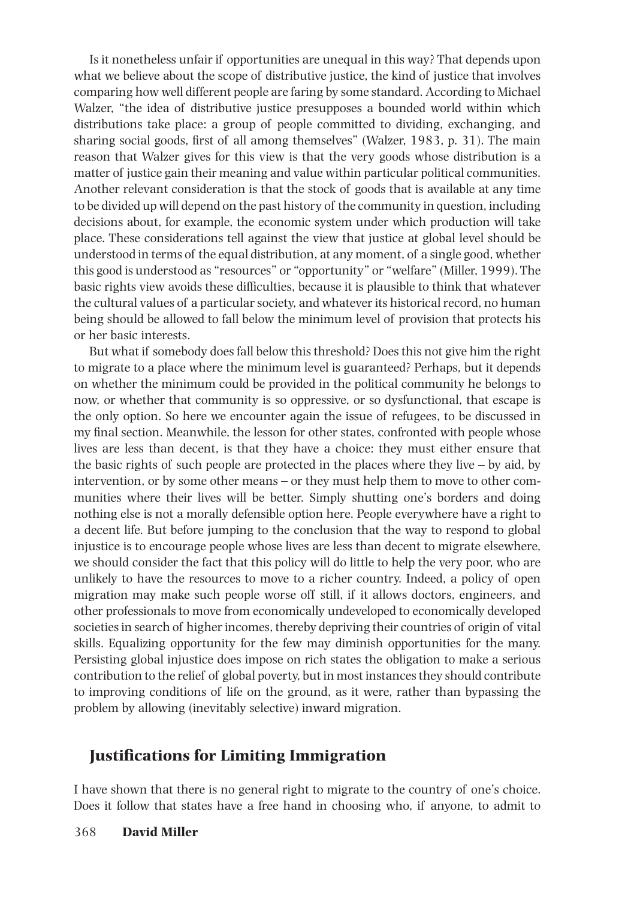Is it nonetheless unfair if opportunities are unequal in this way? That depends upon what we believe about the scope of distributive justice, the kind of justice that involves comparing how well different people are faring by some standard. According to Michael Walzer, "the idea of distributive justice presupposes a bounded world within which distributions take place: a group of people committed to dividing, exchanging, and sharing social goods, first of all among themselves" (Walzer, 1983, p. 31). The main reason that Walzer gives for this view is that the very goods whose distribution is a matter of justice gain their meaning and value within particular political communities. Another relevant consideration is that the stock of goods that is available at any time to be divided up will depend on the past history of the community in question, including decisions about, for example, the economic system under which production will take place. These considerations tell against the view that justice at global level should be understood in terms of the equal distribution, at any moment, of a single good, whether this good is understood as "resources" or "opportunity" or "welfare" (Miller, 1999). The basic rights view avoids these difficulties, because it is plausible to think that whatever the cultural values of a particular society, and whatever its historical record, no human being should be allowed to fall below the minimum level of provision that protects his or her basic interests.

But what if somebody does fall below this threshold? Does this not give him the right to migrate to a place where the minimum level is guaranteed? Perhaps, but it depends on whether the minimum could be provided in the political community he belongs to now, or whether that community is so oppressive, or so dysfunctional, that escape is the only option. So here we encounter again the issue of refugees, to be discussed in my final section. Meanwhile, the lesson for other states, confronted with people whose lives are less than decent, is that they have a choice: they must either ensure that the basic rights of such people are protected in the places where they live – by aid, by intervention, or by some other means – or they must help them to move to other communities where their lives will be better. Simply shutting one's borders and doing nothing else is not a morally defensible option here. People everywhere have a right to a decent life. But before jumping to the conclusion that the way to respond to global injustice is to encourage people whose lives are less than decent to migrate elsewhere, we should consider the fact that this policy will do little to help the very poor, who are unlikely to have the resources to move to a richer country. Indeed, a policy of open migration may make such people worse off still, if it allows doctors, engineers, and other professionals to move from economically undeveloped to economically developed societies in search of higher incomes, thereby depriving their countries of origin of vital skills. Equalizing opportunity for the few may diminish opportunities for the many. Persisting global injustice does impose on rich states the obligation to make a serious contribution to the relief of global poverty, but in most instances they should contribute to improving conditions of life on the ground, as it were, rather than bypassing the problem by allowing (inevitably selective) inward migration.

## Justifications for Limiting Immigration

I have shown that there is no general right to migrate to the country of one's choice. Does it follow that states have a free hand in choosing who, if anyone, to admit to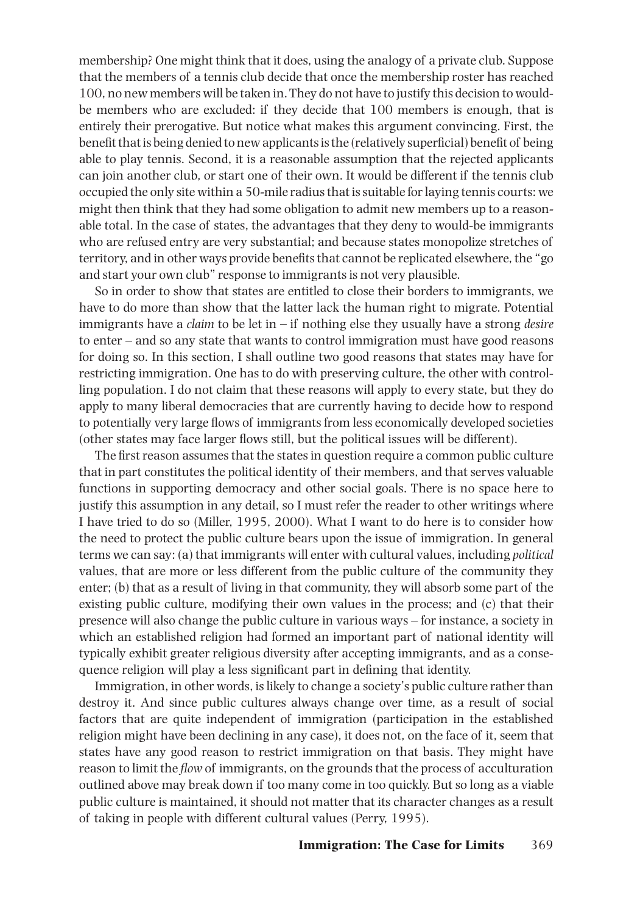membership? One might think that it does, using the analogy of a private club. Suppose that the members of a tennis club decide that once the membership roster has reached 100, no new members will be taken in. They do not have to justify this decision to would-be members who are excluded: if they decide that 100 members is enough, that is entirely their prerogative. But notice what makes this argument convincing. First, the benefit that is being denied to new applicants is the (relatively superficial) benefit of being able to play tennis. Second, it is a reasonable assumption that the rejected applicants can join another club, or start one of their own. It would be different if the tennis club occupied the only site within a 50-mile radius that is suitable for laying tennis courts: we might then think that they had some obligation to admit new members up to a reasonable total. In the case of states, the advantages that they deny to would-be immigrants who are refused entry are very substantial; and because states monopolize stretches of territory, and in other ways provide benefits that cannot be replicated elsewhere, the "go and start your own club" response to immigrants is not very plausible.

So in order to show that states are entitled to close their borders to immigrants, we have to do more than show that the latter lack the human right to migrate. Potential immigrants have a *claim* to be let in – if nothing else they usually have a strong *desire* to enter – and so any state that wants to control immigration must have good reasons for doing so. In this section, I shall outline two good reasons that states may have for restricting immigration. One has to do with preserving culture, the other with controlling population. I do not claim that these reasons will apply to every state, but they do apply to many liberal democracies that are currently having to decide how to respond to potentially very large flows of immigrants from less economically developed societies (other states may face larger flows still, but the political issues will be different).

The first reason assumes that the states in question require a common public culture that in part constitutes the political identity of their members, and that serves valuable functions in supporting democracy and other social goals. There is no space here to justify this assumption in any detail, so I must refer the reader to other writings where I have tried to do so (Miller, 1995, 2000). What I want to do here is to consider how the need to protect the public culture bears upon the issue of immigration. In general terms we can say: (a) that immigrants will enter with cultural values, including *political* values, that are more or less different from the public culture of the community they enter; (b) that as a result of living in that community, they will absorb some part of the existing public culture, modifying their own values in the process; and (c) that their presence will also change the public culture in various ways – for instance, a society in which an established religion had formed an important part of national identity will typically exhibit greater religious diversity after accepting immigrants, and as a consequence religion will play a less significant part in defining that identity.

Immigration, in other words, is likely to change a society's public culture rather than destroy it. And since public cultures always change over time, as a result of social factors that are quite independent of immigration (participation in the established religion might have been declining in any case), it does not, on the face of it, seem that states have any good reason to restrict immigration on that basis. They might have reason to limit the *flow* of immigrants, on the grounds that the process of acculturation outlined above may break down if too many come in too quickly. But so long as a viable public culture is maintained, it should not matter that its character changes as a result of taking in people with different cultural values (Perry, 1995).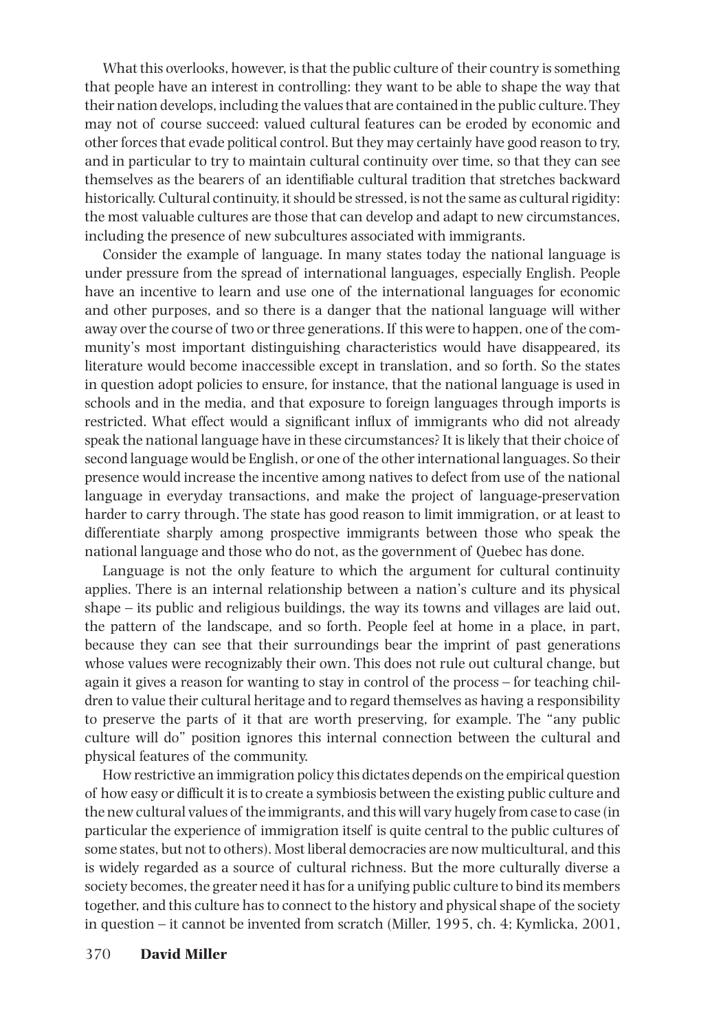What this overlooks, however, is that the public culture of their country is something that people have an interest in controlling: they want to be able to shape the way that their nation develops, including the values that are contained in the public culture. They may not of course succeed: valued cultural features can be eroded by economic and other forces that evade political control. But they may certainly have good reason to try, and in particular to try to maintain cultural continuity over time, so that they can see themselves as the bearers of an identifiable cultural tradition that stretches backward historically. Cultural continuity, it should be stressed, is not the same as cultural rigidity: the most valuable cultures are those that can develop and adapt to new circumstances, including the presence of new subcultures associated with immigrants.

Consider the example of language. In many states today the national language is under pressure from the spread of international languages, especially English. People have an incentive to learn and use one of the international languages for economic and other purposes, and so there is a danger that the national language will wither away over the course of two or three generations. If this were to happen, one of the community's most important distinguishing characteristics would have disappeared, its literature would become inaccessible except in translation, and so forth. So the states in question adopt policies to ensure, for instance, that the national language is used in schools and in the media, and that exposure to foreign languages through imports is restricted. What effect would a significant influx of immigrants who did not already speak the national language have in these circumstances? It is likely that their choice of second language would be English, or one of the other international languages. So their presence would increase the incentive among natives to defect from use of the national language in everyday transactions, and make the project of language-preservation harder to carry through. The state has good reason to limit immigration, or at least to differentiate sharply among prospective immigrants between those who speak the national language and those who do not, as the government of Quebec has done.

Language is not the only feature to which the argument for cultural continuity applies. There is an internal relationship between a nation's culture and its physical shape – its public and religious buildings, the way its towns and villages are laid out, the pattern of the landscape, and so forth. People feel at home in a place, in part, because they can see that their surroundings bear the imprint of past generations whose values were recognizably their own. This does not rule out cultural change, but again it gives a reason for wanting to stay in control of the process – for teaching children to value their cultural heritage and to regard themselves as having a responsibility to preserve the parts of it that are worth preserving, for example. The "any public culture will do" position ignores this internal connection between the cultural and physical features of the community.

How restrictive an immigration policy this dictates depends on the empirical question of how easy or difficult it is to create a symbiosis between the existing public culture and the new cultural values of the immigrants, and this will vary hugely from case to case (in particular the experience of immigration itself is quite central to the public cultures of some states, but not to others). Most liberal democracies are now multicultural, and this is widely regarded as a source of cultural richness. But the more culturally diverse a society becomes, the greater need it has for a unifying public culture to bind its members together, and this culture has to connect to the history and physical shape of the society in question – it cannot be invented from scratch (Miller, 1995, ch. 4; Kymlicka, 2001,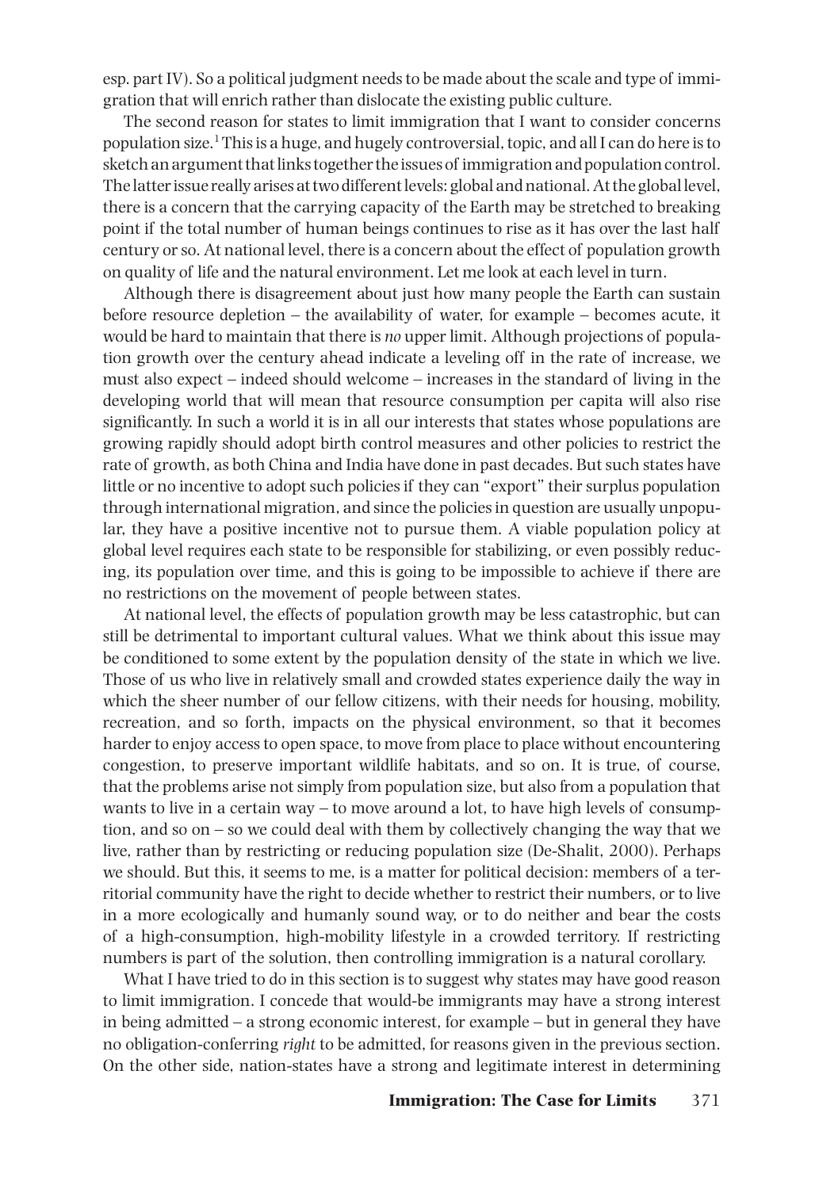esp. part IV). So a political judgment needs to be made about the scale and type of immigration that will enrich rather than dislocate the existing public culture.

The second reason for states to limit immigration that I want to consider concerns population size.[1] This is a huge, and hugely controversial, topic, and all I can do here is to sketch an argument that links together the issues of immigration and population control. The latter issue really arises at two different levels: global and national. At the global level, there is a concern that the carrying capacity of the Earth may be stretched to breaking point if the total number of human beings continues to rise as it has over the last half century or so. At national level, there is a concern about the effect of population growth on quality of life and the natural environment. Let me look at each level in turn.

Although there is disagreement about just how many people the Earth can sustain before resource depletion – the availability of water, for example – becomes acute, it would be hard to maintain that there is *no* upper limit. Although projections of population growth over the century ahead indicate a leveling off in the rate of increase, we must also expect – indeed should welcome – increases in the standard of living in the developing world that will mean that resource consumption per capita will also rise significantly. In such a world it is in all our interests that states whose populations are growing rapidly should adopt birth control measures and other policies to restrict the rate of growth, as both China and India have done in past decades. But such states have little or no incentive to adopt such policies if they can "export" their surplus population through international migration, and since the policies in question are usually unpopular, they have a positive incentive not to pursue them. A viable population policy at global level requires each state to be responsible for stabilizing, or even possibly reducing, its population over time, and this is going to be impossible to achieve if there are no restrictions on the movement of people between states.

At national level, the effects of population growth may be less catastrophic, but can still be detrimental to important cultural values. What we think about this issue may be conditioned to some extent by the population density of the state in which we live. Those of us who live in relatively small and crowded states experience daily the way in which the sheer number of our fellow citizens, with their needs for housing, mobility, recreation, and so forth, impacts on the physical environment, so that it becomes harder to enjoy access to open space, to move from place to place without encountering congestion, to preserve important wildlife habitats, and so on. It is true, of course, that the problems arise not simply from population size, but also from a population that wants to live in a certain way – to move around a lot, to have high levels of consumption, and so on – so we could deal with them by collectively changing the way that we live, rather than by restricting or reducing population size (De-Shalit, 2000). Perhaps we should. But this, it seems to me, is a matter for political decision: members of a territorial community have the right to decide whether to restrict their numbers, or to live in a more ecologically and humanly sound way, or to do neither and bear the costs of a high-consumption, high-mobility lifestyle in a crowded territory. If restricting numbers is part of the solution, then controlling immigration is a natural corollary.

What I have tried to do in this section is to suggest why states may have good reason to limit immigration. I concede that would-be immigrants may have a strong interest in being admitted – a strong economic interest, for example – but in general they have no obligation-conferring *right* to be admitted, for reasons given in the previous section. On the other side, nation-states have a strong and legitimate interest in determining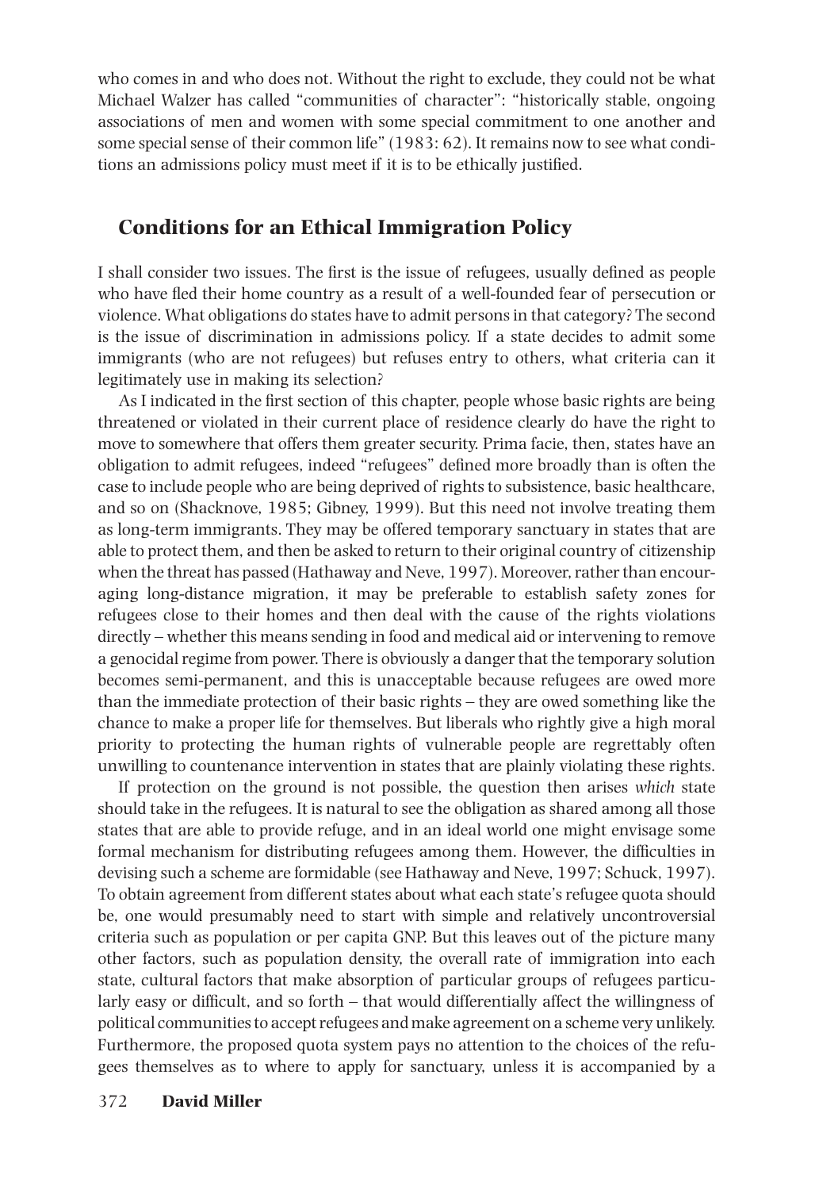who comes in and who does not. Without the right to exclude, they could not be what Michael Walzer has called "communities of character": "historically stable, ongoing associations of men and women with some special commitment to one another and some special sense of their common life" (1983: 62). It remains now to see what conditions an admissions policy must meet if it is to be ethically justified.

## Conditions for an Ethical Immigration Policy

I shall consider two issues. The first is the issue of refugees, usually defined as people who have fled their home country as a result of a well-founded fear of persecution or violence. What obligations do states have to admit persons in that category? The second is the issue of discrimination in admissions policy. If a state decides to admit some immigrants (who are not refugees) but refuses entry to others, what criteria can it legitimately use in making its selection?

As I indicated in the first section of this chapter, people whose basic rights are being threatened or violated in their current place of residence clearly do have the right to move to somewhere that offers them greater security. Prima facie, then, states have an obligation to admit refugees, indeed "refugees" defined more broadly than is often the case to include people who are being deprived of rights to subsistence, basic healthcare, and so on (Shacknove, 1985; Gibney, 1999). But this need not involve treating them as long-term immigrants. They may be offered temporary sanctuary in states that are able to protect them, and then be asked to return to their original country of citizenship when the threat has passed (Hathaway and Neve, 1997). Moreover, rather than encouraging long-distance migration, it may be preferable to establish safety zones for refugees close to their homes and then deal with the cause of the rights violations directly – whether this means sending in food and medical aid or intervening to remove a genocidal regime from power. There is obviously a danger that the temporary solution becomes semi-permanent, and this is unacceptable because refugees are owed more than the immediate protection of their basic rights – they are owed something like the chance to make a proper life for themselves. But liberals who rightly give a high moral priority to protecting the human rights of vulnerable people are regrettably often unwilling to countenance intervention in states that are plainly violating these rights.

If protection on the ground is not possible, the question then arises *which* state should take in the refugees. It is natural to see the obligation as shared among all those states that are able to provide refuge, and in an ideal world one might envisage some formal mechanism for distributing refugees among them. However, the difficulties in devising such a scheme are formidable (see Hathaway and Neve, 1997; Schuck, 1997). To obtain agreement from different states about what each state's refugee quota should be, one would presumably need to start with simple and relatively uncontroversial criteria such as population or per capita GNP. But this leaves out of the picture many other factors, such as population density, the overall rate of immigration into each state, cultural factors that make absorption of particular groups of refugees particularly easy or difficult, and so forth – that would differentially affect the willingness of political communities to accept refugees and make agreement on a scheme very unlikely. Furthermore, the proposed quota system pays no attention to the choices of the refugees themselves as to where to apply for sanctuary, unless it is accompanied by a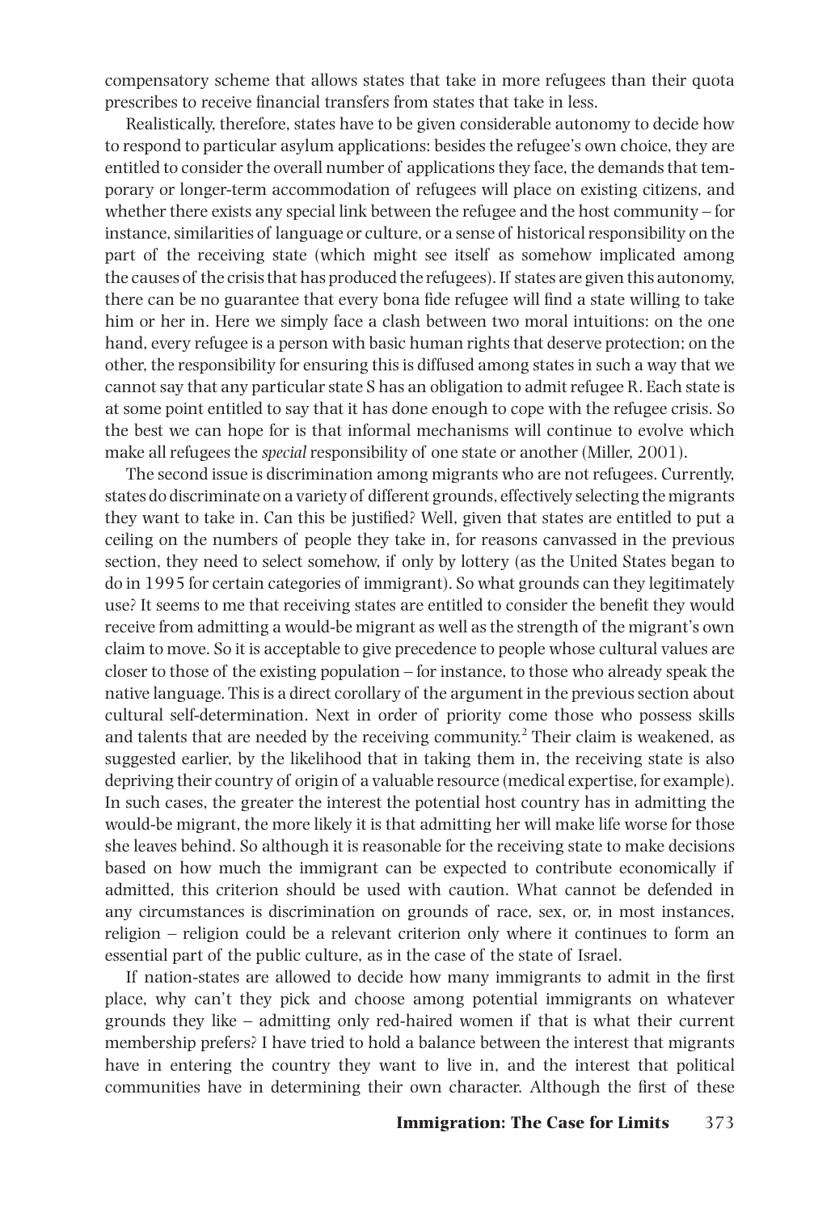compensatory scheme that allows states that take in more refugees than their quota prescribes to receive financial transfers from states that take in less.

Realistically, therefore, states have to be given considerable autonomy to decide how to respond to particular asylum applications: besides the refugee's own choice, they are entitled to consider the overall number of applications they face, the demands that temporary or longer-term accommodation of refugees will place on existing citizens, and whether there exists any special link between the refugee and the host community – for instance, similarities of language or culture, or a sense of historical responsibility on the part of the receiving state (which might see itself as somehow implicated among the causes of the crisis that has produced the refugees). If states are given this autonomy, there can be no guarantee that every bona fide refugee will find a state willing to take him or her in. Here we simply face a clash between two moral intuitions: on the one hand, every refugee is a person with basic human rights that deserve protection; on the other, the responsibility for ensuring this is diffused among states in such a way that we cannot say that any particular state S has an obligation to admit refugee R. Each state is at some point entitled to say that it has done enough to cope with the refugee crisis. So the best we can hope for is that informal mechanisms will continue to evolve which make all refugees the *special* responsibility of one state or another (Miller, 2001).

The second issue is discrimination among migrants who are not refugees. Currently, states do discriminate on a variety of different grounds, effectively selecting the migrants they want to take in. Can this be justified? Well, given that states are entitled to put a ceiling on the numbers of people they take in, for reasons canvassed in the previous section, they need to select somehow, if only by lottery (as the United States began to do in 1995 for certain categories of immigrant). So what grounds can they legitimately use? It seems to me that receiving states are entitled to consider the benefit they would receive from admitting a would-be migrant as well as the strength of the migrant's own claim to move. So it is acceptable to give precedence to people whose cultural values are closer to those of the existing population – for instance, to those who already speak the native language. This is a direct corollary of the argument in the previous section about cultural self-determination. Next in order of priority come those who possess skills and talents that are needed by the receiving community.[2] Their claim is weakened, as suggested earlier, by the likelihood that in taking them in, the receiving state is also depriving their country of origin of a valuable resource (medical expertise, for example). In such cases, the greater the interest the potential host country has in admitting the would-be migrant, the more likely it is that admitting her will make life worse for those she leaves behind. So although it is reasonable for the receiving state to make decisions based on how much the immigrant can be expected to contribute economically if admitted, this criterion should be used with caution. What cannot be defended in any circumstances is discrimination on grounds of race, sex, or, in most instances, religion – religion could be a relevant criterion only where it continues to form an essential part of the public culture, as in the case of the state of Israel.

If nation-states are allowed to decide how many immigrants to admit in the first place, why can't they pick and choose among potential immigrants on whatever grounds they like – admitting only red-haired women if that is what their current membership prefers? I have tried to hold a balance between the interest that migrants have in entering the country they want to live in, and the interest that political communities have in determining their own character. Although the first of these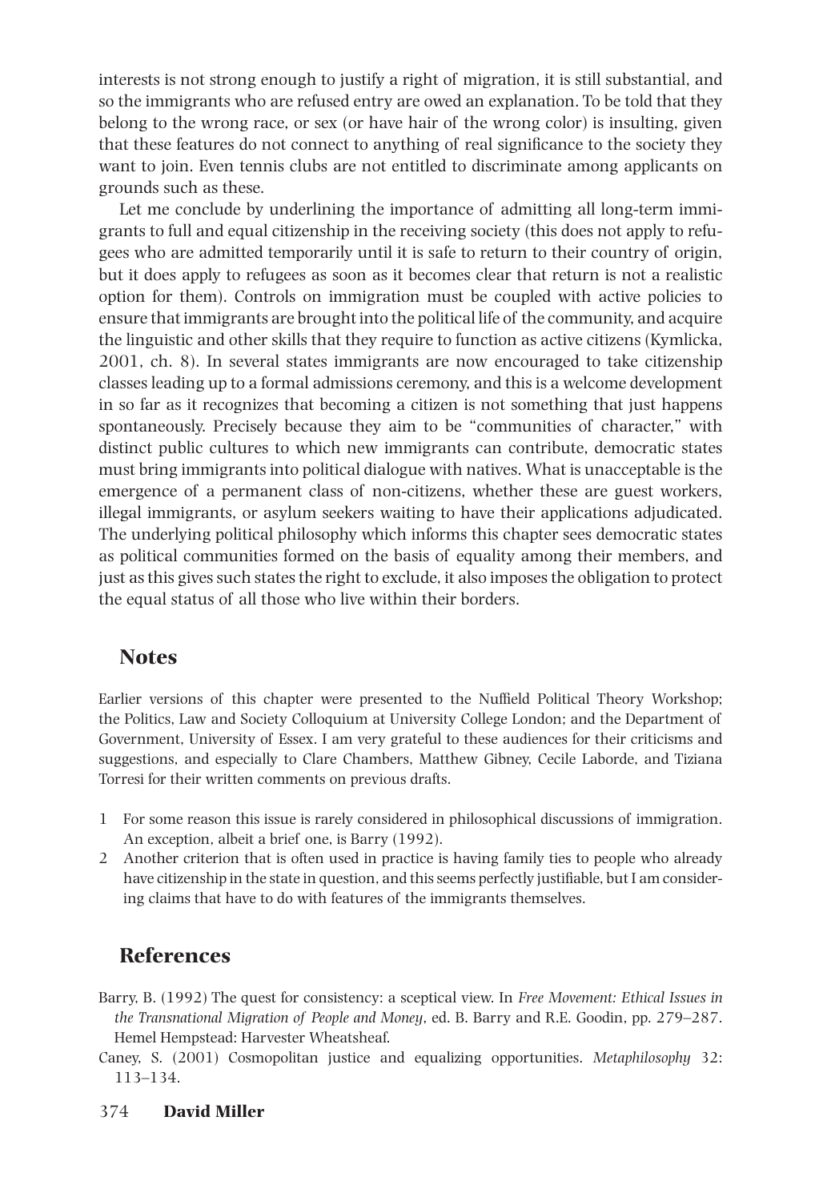interests is not strong enough to justify a right of migration, it is still substantial, and so the immigrants who are refused entry are owed an explanation. To be told that they belong to the wrong race, or sex (or have hair of the wrong color) is insulting, given that these features do not connect to anything of real significance to the society they want to join. Even tennis clubs are not entitled to discriminate among applicants on grounds such as these.

Let me conclude by underlining the importance of admitting all long-term immigrants to full and equal citizenship in the receiving society (this does not apply to refugees who are admitted temporarily until it is safe to return to their country of origin, but it does apply to refugees as soon as it becomes clear that return is not a realistic option for them). Controls on immigration must be coupled with active policies to ensure that immigrants are brought into the political life of the community, and acquire the linguistic and other skills that they require to function as active citizens (Kymlicka, 2001, ch. 8). In several states immigrants are now encouraged to take citizenship classes leading up to a formal admissions ceremony, and this is a welcome development in so far as it recognizes that becoming a citizen is not something that just happens spontaneously. Precisely because they aim to be "communities of character," with distinct public cultures to which new immigrants can contribute, democratic states must bring immigrants into political dialogue with natives. What is unacceptable is the emergence of a permanent class of non-citizens, whether these are guest workers, illegal immigrants, or asylum seekers waiting to have their applications adjudicated. The underlying political philosophy which informs this chapter sees democratic states as political communities formed on the basis of equality among their members, and just as this gives such states the right to exclude, it also imposes the obligation to protect the equal status of all those who live within their borders.

## Notes

Earlier versions of this chapter were presented to the Nuffield Political Theory Workshop; the Politics, Law and Society Colloquium at University College London; and the Department of Government, University of Essex. I am very grateful to these audiences for their criticisms and suggestions, and especially to Clare Chambers, Matthew Gibney, Cecile Laborde, and Tiziana Torresi for their written comments on previous drafts.

1. For some reason this issue is rarely considered in philosophical discussions of immigration. An exception, albeit a brief one, is Barry (1992).
2. Another criterion that is often used in practice is having family ties to people who already have citizenship in the state in question, and this seems perfectly justifiable, but I am considering claims that have to do with features of the immigrants themselves.

## References

Barry, B. (1992) The quest for consistency: a sceptical view. In *Free Movement: Ethical Issues in the Transnational Migration of People and Money*, ed. B. Barry and R.E. Goodin, pp. 279–287. Hemel Hempstead: Harvester Wheatsheaf.

Caney, S. (2001) Cosmopolitan justice and equalizing opportunities. *Metaphilosophy* 32: 113–134.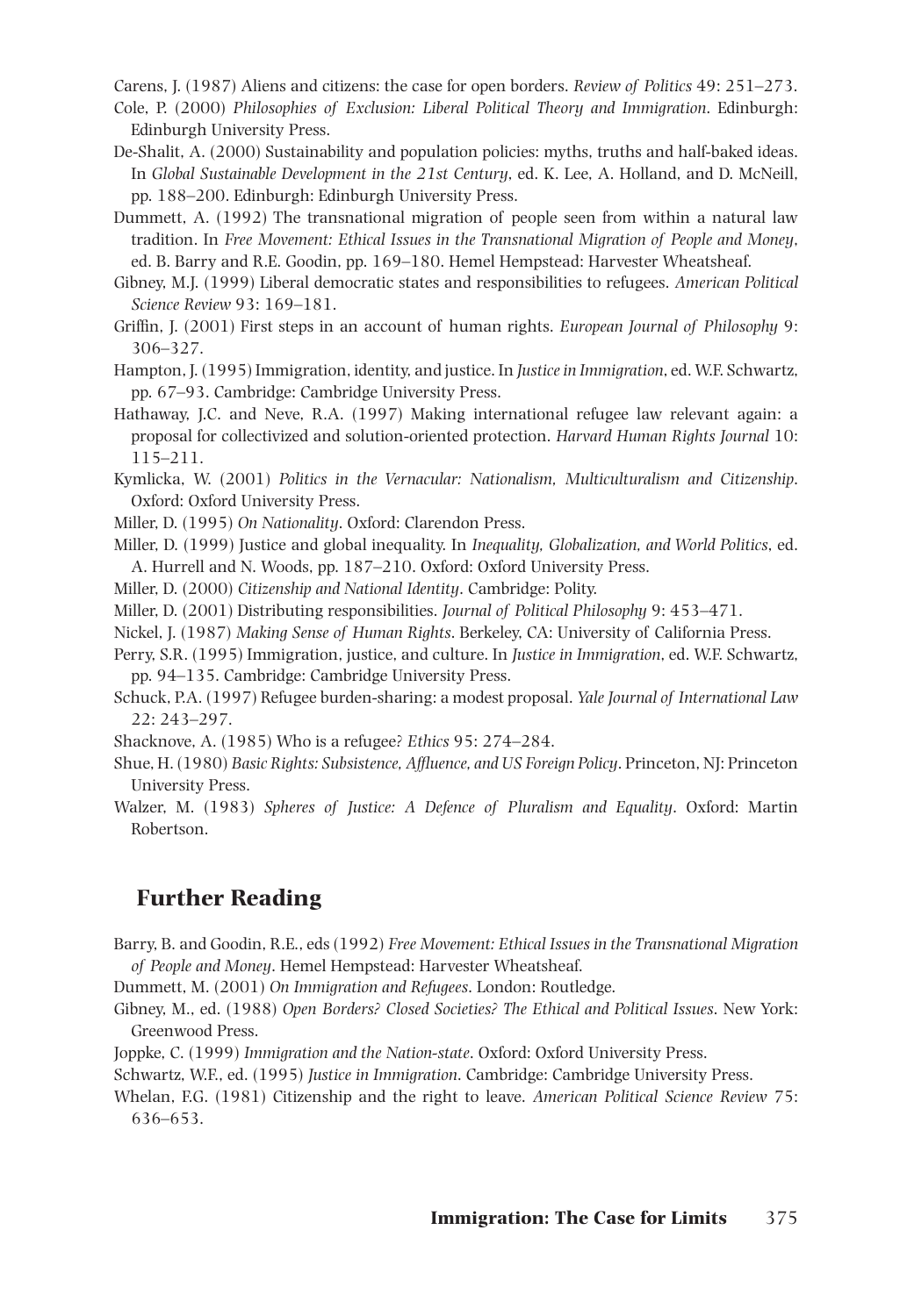Carens, J. (1987) Aliens and citizens: the case for open borders. *Review of Politics* 49: 251–273.

Cole, P. (2000) *Philosophies of Exclusion: Liberal Political Theory and Immigration*. Edinburgh: Edinburgh University Press.

De-Shalit, A. (2000) Sustainability and population policies: myths, truths and half-baked ideas. In *Global Sustainable Development in the 21st Century*, ed. K. Lee, A. Holland, and D. McNeill, pp. 188–200. Edinburgh: Edinburgh University Press.

Dummett, A. (1992) The transnational migration of people seen from within a natural law tradition. In *Free Movement: Ethical Issues in the Transnational Migration of People and Money*, ed. B. Barry and R.E. Goodin, pp. 169–180. Hemel Hempstead: Harvester Wheatsheaf.

Gibney, M.J. (1999) Liberal democratic states and responsibilities to refugees. *American Political Science Review* 93: 169–181.

Griffin, J. (2001) First steps in an account of human rights. *European Journal of Philosophy* 9: 306–327.

Hampton, J. (1995) Immigration, identity, and justice. In *Justice in Immigration*, ed. W.F. Schwartz, pp. 67–93. Cambridge: Cambridge University Press.

Hathaway, J.C. and Neve, R.A. (1997) Making international refugee law relevant again: a proposal for collectivized and solution-oriented protection. *Harvard Human Rights Journal* 10: 115–211.

Kymlicka, W. (2001) *Politics in the Vernacular: Nationalism, Multiculturalism and Citizenship*. Oxford: Oxford University Press.

Miller, D. (1995) *On Nationality*. Oxford: Clarendon Press.

Miller, D. (1999) Justice and global inequality. In *Inequality, Globalization, and World Politics*, ed. A. Hurrell and N. Woods, pp. 187–210. Oxford: Oxford University Press.

Miller, D. (2000) *Citizenship and National Identity*. Cambridge: Polity.

Miller, D. (2001) Distributing responsibilities. *Journal of Political Philosophy* 9: 453–471.

Nickel, J. (1987) *Making Sense of Human Rights*. Berkeley, CA: University of California Press.

Perry, S.R. (1995) Immigration, justice, and culture. In *Justice in Immigration*, ed. W.F. Schwartz, pp. 94–135. Cambridge: Cambridge University Press.

Schuck, P.A. (1997) Refugee burden-sharing: a modest proposal. *Yale Journal of International Law* 22: 243–297.

Shacknove, A. (1985) Who is a refugee? *Ethics* 95: 274–284.

Shue, H. (1980) *Basic Rights: Subsistence, Affluence, and US Foreign Policy*. Princeton, NJ: Princeton University Press.

Walzer, M. (1983) *Spheres of Justice: A Defence of Pluralism and Equality*. Oxford: Martin Robertson.

## Further Reading

Barry, B. and Goodin, R.E., eds (1992) *Free Movement: Ethical Issues in the Transnational Migration of People and Money*. Hemel Hempstead: Harvester Wheatsheaf.

Dummett, M. (2001) *On Immigration and Refugees*. London: Routledge.

Gibney, M., ed. (1988) *Open Borders? Closed Societies? The Ethical and Political Issues*. New York: Greenwood Press.

Joppke, C. (1999) *Immigration and the Nation-state*. Oxford: Oxford University Press.

Schwartz, W.F., ed. (1995) *Justice in Immigration*. Cambridge: Cambridge University Press.

Whelan, F.G. (1981) Citizenship and the right to leave. *American Political Science Review* 75: 636–653.